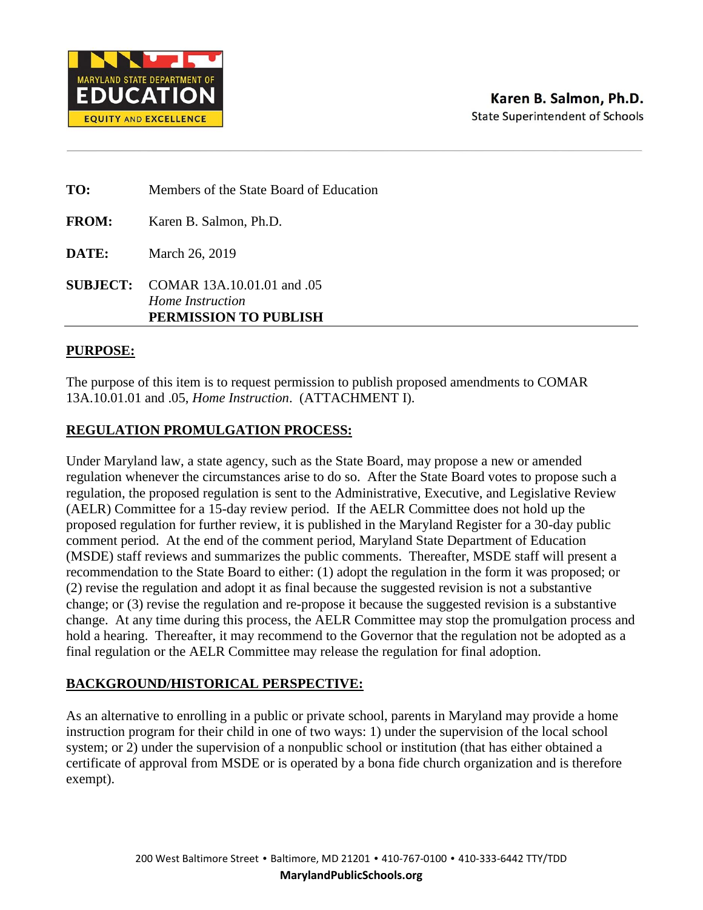MARYLAND STATE DEPARTMENT OF EDUCATION

EQUITY AND EXCELLENCE

**Karen B. Salmon, Ph.D.**
State Superintendent of Schools

---

**TO:** Members of the State Board of Education

**FROM:** Karen B. Salmon, Ph.D.

**DATE:** March 26, 2019

**SUBJECT:** COMAR 13A.10.01.01 and .05
*Home Instruction*
**PERMISSION TO PUBLISH**

---

## PURPOSE:

The purpose of this item is to request permission to publish proposed amendments to COMAR 13A.10.01.01 and .05, *Home Instruction*. (ATTACHMENT I).

## REGULATION PROMULGATION PROCESS:

Under Maryland law, a state agency, such as the State Board, may propose a new or amended regulation whenever the circumstances arise to do so. After the State Board votes to propose such a regulation, the proposed regulation is sent to the Administrative, Executive, and Legislative Review (AELR) Committee for a 15-day review period. If the AELR Committee does not hold up the proposed regulation for further review, it is published in the Maryland Register for a 30-day public comment period. At the end of the comment period, Maryland State Department of Education (MSDE) staff reviews and summarizes the public comments. Thereafter, MSDE staff will present a recommendation to the State Board to either: (1) adopt the regulation in the form it was proposed; or (2) revise the regulation and adopt it as final because the suggested revision is not a substantive change; or (3) revise the regulation and re-propose it because the suggested revision is a substantive change. At any time during this process, the AELR Committee may stop the promulgation process and hold a hearing. Thereafter, it may recommend to the Governor that the regulation not be adopted as a final regulation or the AELR Committee may release the regulation for final adoption.

## BACKGROUND/HISTORICAL PERSPECTIVE:

As an alternative to enrolling in a public or private school, parents in Maryland may provide a home instruction program for their child in one of two ways: 1) under the supervision of the local school system; or 2) under the supervision of a nonpublic school or institution (that has either obtained a certificate of approval from MSDE or is operated by a bona fide church organization and is therefore exempt).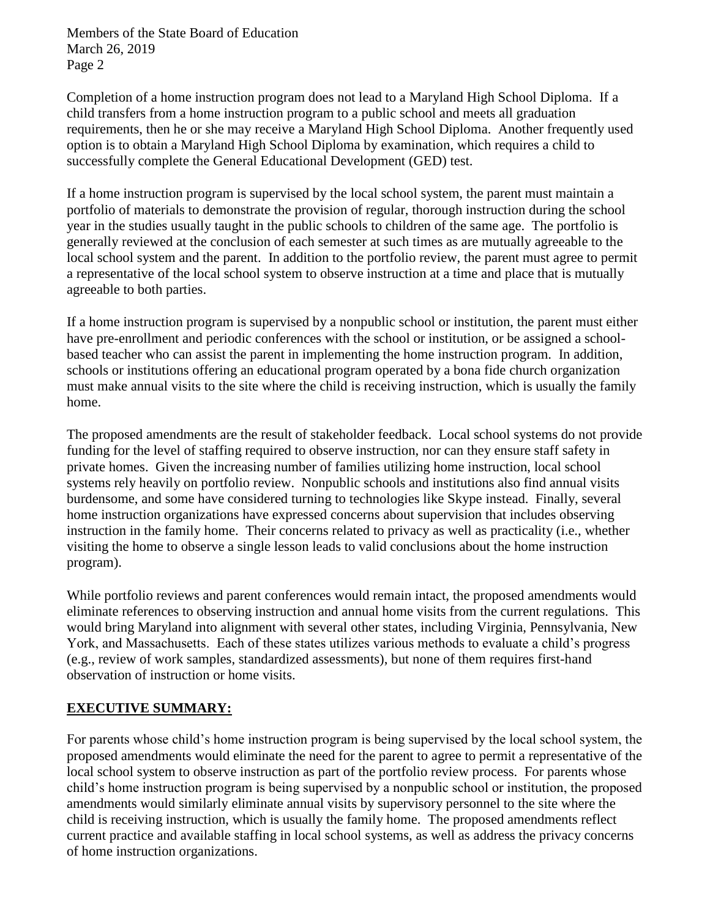Completion of a home instruction program does not lead to a Maryland High School Diploma. If a child transfers from a home instruction program to a public school and meets all graduation requirements, then he or she may receive a Maryland High School Diploma. Another frequently used option is to obtain a Maryland High School Diploma by examination, which requires a child to successfully complete the General Educational Development (GED) test.

If a home instruction program is supervised by the local school system, the parent must maintain a portfolio of materials to demonstrate the provision of regular, thorough instruction during the school year in the studies usually taught in the public schools to children of the same age. The portfolio is generally reviewed at the conclusion of each semester at such times as are mutually agreeable to the local school system and the parent. In addition to the portfolio review, the parent must agree to permit a representative of the local school system to observe instruction at a time and place that is mutually agreeable to both parties.

If a home instruction program is supervised by a nonpublic school or institution, the parent must either have pre-enrollment and periodic conferences with the school or institution, or be assigned a school-based teacher who can assist the parent in implementing the home instruction program. In addition, schools or institutions offering an educational program operated by a bona fide church organization must make annual visits to the site where the child is receiving instruction, which is usually the family home.

The proposed amendments are the result of stakeholder feedback. Local school systems do not provide funding for the level of staffing required to observe instruction, nor can they ensure staff safety in private homes. Given the increasing number of families utilizing home instruction, local school systems rely heavily on portfolio review. Nonpublic schools and institutions also find annual visits burdensome, and some have considered turning to technologies like Skype instead. Finally, several home instruction organizations have expressed concerns about supervision that includes observing instruction in the family home. Their concerns related to privacy as well as practicality (i.e., whether visiting the home to observe a single lesson leads to valid conclusions about the home instruction program).

While portfolio reviews and parent conferences would remain intact, the proposed amendments would eliminate references to observing instruction and annual home visits from the current regulations. This would bring Maryland into alignment with several other states, including Virginia, Pennsylvania, New York, and Massachusetts. Each of these states utilizes various methods to evaluate a child's progress (e.g., review of work samples, standardized assessments), but none of them requires first-hand observation of instruction or home visits.

## **EXECUTIVE SUMMARY:**

For parents whose child's home instruction program is being supervised by the local school system, the proposed amendments would eliminate the need for the parent to agree to permit a representative of the local school system to observe instruction as part of the portfolio review process. For parents whose child's home instruction program is being supervised by a nonpublic school or institution, the proposed amendments would similarly eliminate annual visits by supervisory personnel to the site where the child is receiving instruction, which is usually the family home. The proposed amendments reflect current practice and available staffing in local school systems, as well as address the privacy concerns of home instruction organizations.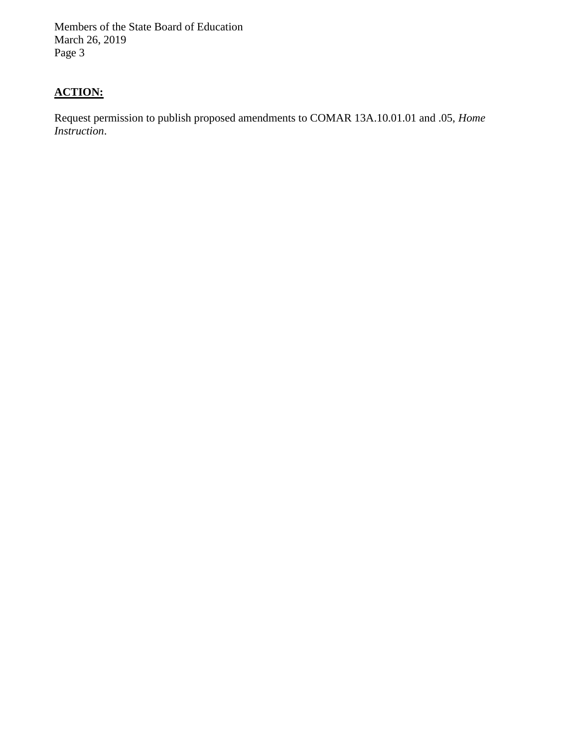**ACTION:**

Request permission to publish proposed amendments to COMAR 13A.10.01.01 and .05, *Home Instruction*.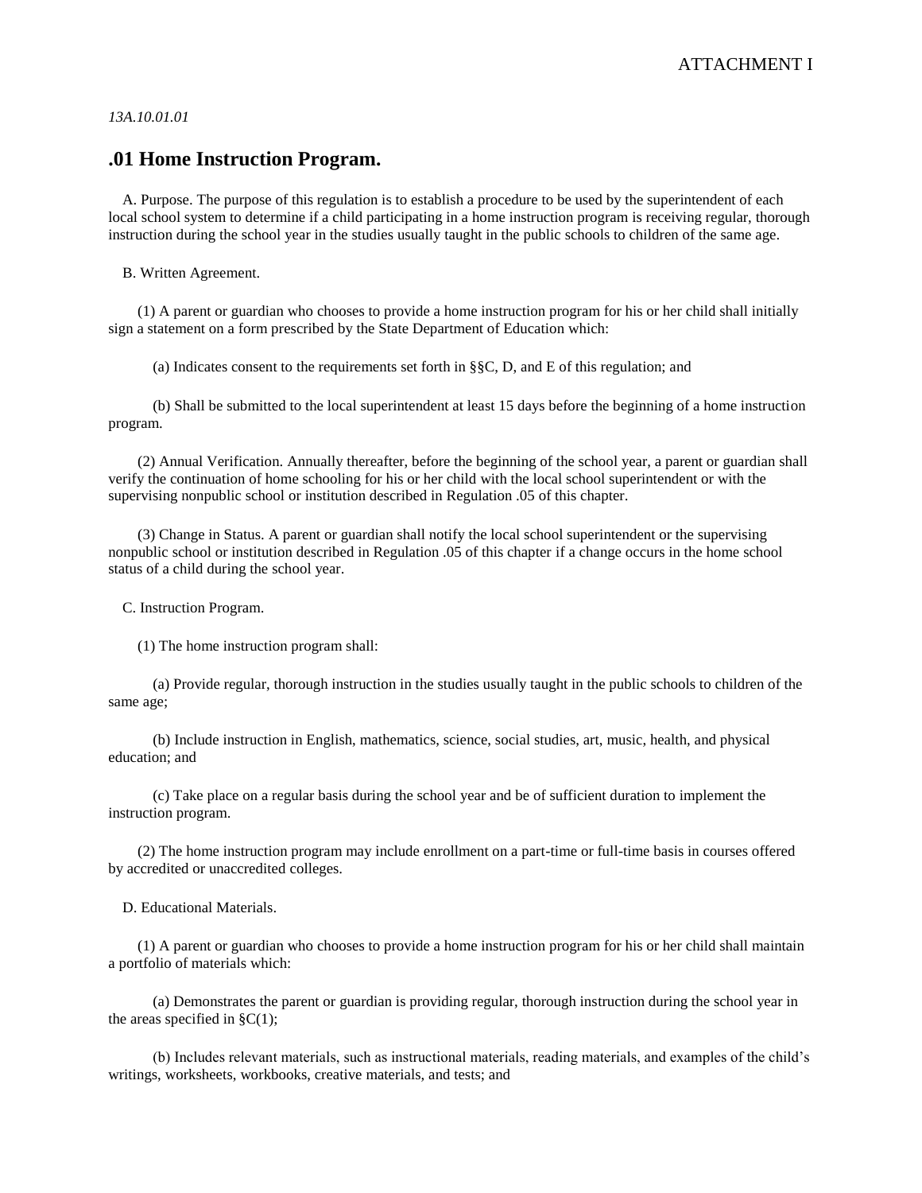ATTACHMENT I

*13A.10.01.01*

## .01 Home Instruction Program.

A. Purpose. The purpose of this regulation is to establish a procedure to be used by the superintendent of each local school system to determine if a child participating in a home instruction program is receiving regular, thorough instruction during the school year in the studies usually taught in the public schools to children of the same age.

B. Written Agreement.

(1) A parent or guardian who chooses to provide a home instruction program for his or her child shall initially sign a statement on a form prescribed by the State Department of Education which:

(a) Indicates consent to the requirements set forth in §§C, D, and E of this regulation; and

(b) Shall be submitted to the local superintendent at least 15 days before the beginning of a home instruction program.

(2) Annual Verification. Annually thereafter, before the beginning of the school year, a parent or guardian shall verify the continuation of home schooling for his or her child with the local school superintendent or with the supervising nonpublic school or institution described in Regulation .05 of this chapter.

(3) Change in Status. A parent or guardian shall notify the local school superintendent or the supervising nonpublic school or institution described in Regulation .05 of this chapter if a change occurs in the home school status of a child during the school year.

C. Instruction Program.

(1) The home instruction program shall:

(a) Provide regular, thorough instruction in the studies usually taught in the public schools to children of the same age;

(b) Include instruction in English, mathematics, science, social studies, art, music, health, and physical education; and

(c) Take place on a regular basis during the school year and be of sufficient duration to implement the instruction program.

(2) The home instruction program may include enrollment on a part-time or full-time basis in courses offered by accredited or unaccredited colleges.

D. Educational Materials.

(1) A parent or guardian who chooses to provide a home instruction program for his or her child shall maintain a portfolio of materials which:

(a) Demonstrates the parent or guardian is providing regular, thorough instruction during the school year in the areas specified in §C(1);

(b) Includes relevant materials, such as instructional materials, reading materials, and examples of the child's writings, worksheets, workbooks, creative materials, and tests; and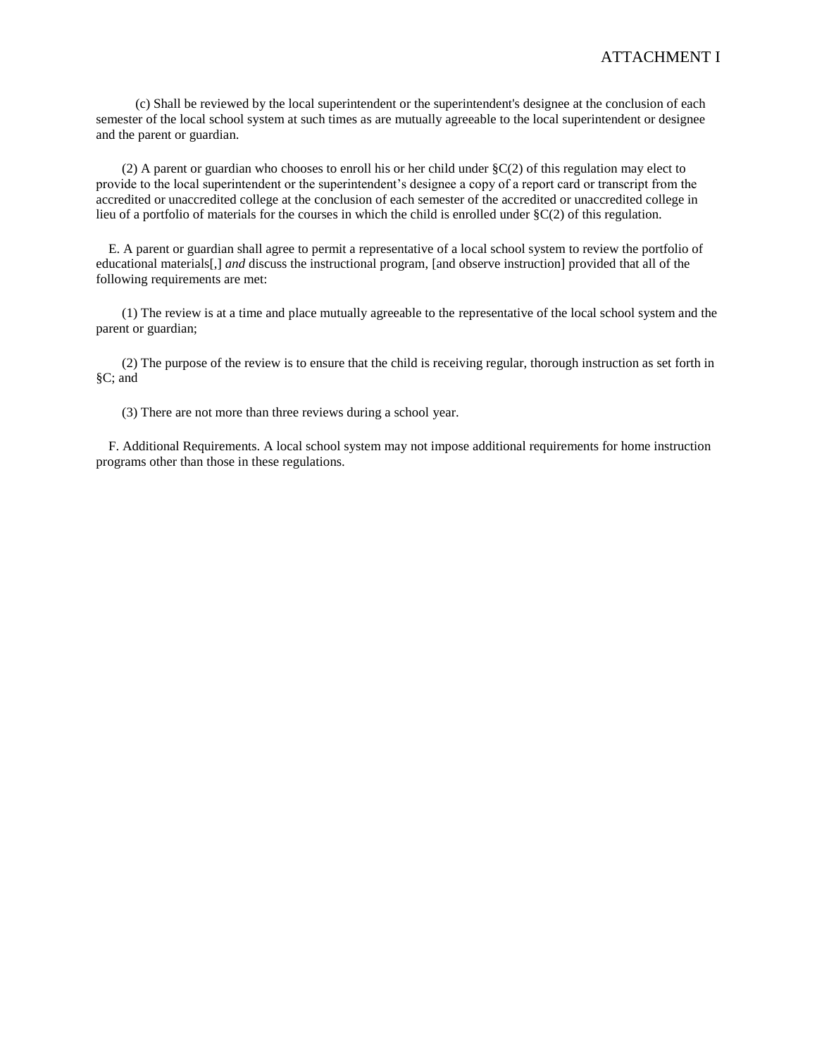(c) Shall be reviewed by the local superintendent or the superintendent's designee at the conclusion of each semester of the local school system at such times as are mutually agreeable to the local superintendent or designee and the parent or guardian.

(2) A parent or guardian who chooses to enroll his or her child under §C(2) of this regulation may elect to provide to the local superintendent or the superintendent's designee a copy of a report card or transcript from the accredited or unaccredited college at the conclusion of each semester of the accredited or unaccredited college in lieu of a portfolio of materials for the courses in which the child is enrolled under §C(2) of this regulation.

E. A parent or guardian shall agree to permit a representative of a local school system to review the portfolio of educational materials[,] *and* discuss the instructional program, [and observe instruction] provided that all of the following requirements are met:

(1) The review is at a time and place mutually agreeable to the representative of the local school system and the parent or guardian;

(2) The purpose of the review is to ensure that the child is receiving regular, thorough instruction as set forth in §C; and

(3) There are not more than three reviews during a school year.

F. Additional Requirements. A local school system may not impose additional requirements for home instruction programs other than those in these regulations.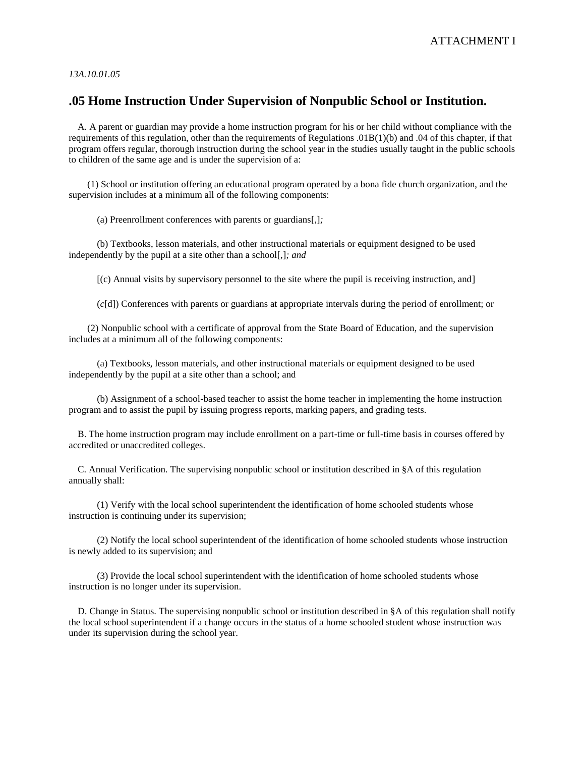ATTACHMENT I

*13A.10.01.05*

## .05 Home Instruction Under Supervision of Nonpublic School or Institution.

A. A parent or guardian may provide a home instruction program for his or her child without compliance with the requirements of this regulation, other than the requirements of Regulations .01B(1)(b) and .04 of this chapter, if that program offers regular, thorough instruction during the school year in the studies usually taught in the public schools to children of the same age and is under the supervision of a:

(1) School or institution offering an educational program operated by a bona fide church organization, and the supervision includes at a minimum all of the following components:

(a) Preenrollment conferences with parents or guardians[,]*;*

(b) Textbooks, lesson materials, and other instructional materials or equipment designed to be used independently by the pupil at a site other than a school[,]*; and*

[(c) Annual visits by supervisory personnel to the site where the pupil is receiving instruction, and]

(*c*[d]) Conferences with parents or guardians at appropriate intervals during the period of enrollment; or

(2) Nonpublic school with a certificate of approval from the State Board of Education, and the supervision includes at a minimum all of the following components:

(a) Textbooks, lesson materials, and other instructional materials or equipment designed to be used independently by the pupil at a site other than a school; and

(b) Assignment of a school-based teacher to assist the home teacher in implementing the home instruction program and to assist the pupil by issuing progress reports, marking papers, and grading tests.

B. The home instruction program may include enrollment on a part-time or full-time basis in courses offered by accredited or unaccredited colleges.

C. Annual Verification. The supervising nonpublic school or institution described in §A of this regulation annually shall:

(1) Verify with the local school superintendent the identification of home schooled students whose instruction is continuing under its supervision;

(2) Notify the local school superintendent of the identification of home schooled students whose instruction is newly added to its supervision; and

(3) Provide the local school superintendent with the identification of home schooled students whose instruction is no longer under its supervision.

D. Change in Status. The supervising nonpublic school or institution described in §A of this regulation shall notify the local school superintendent if a change occurs in the status of a home schooled student whose instruction was under its supervision during the school year.